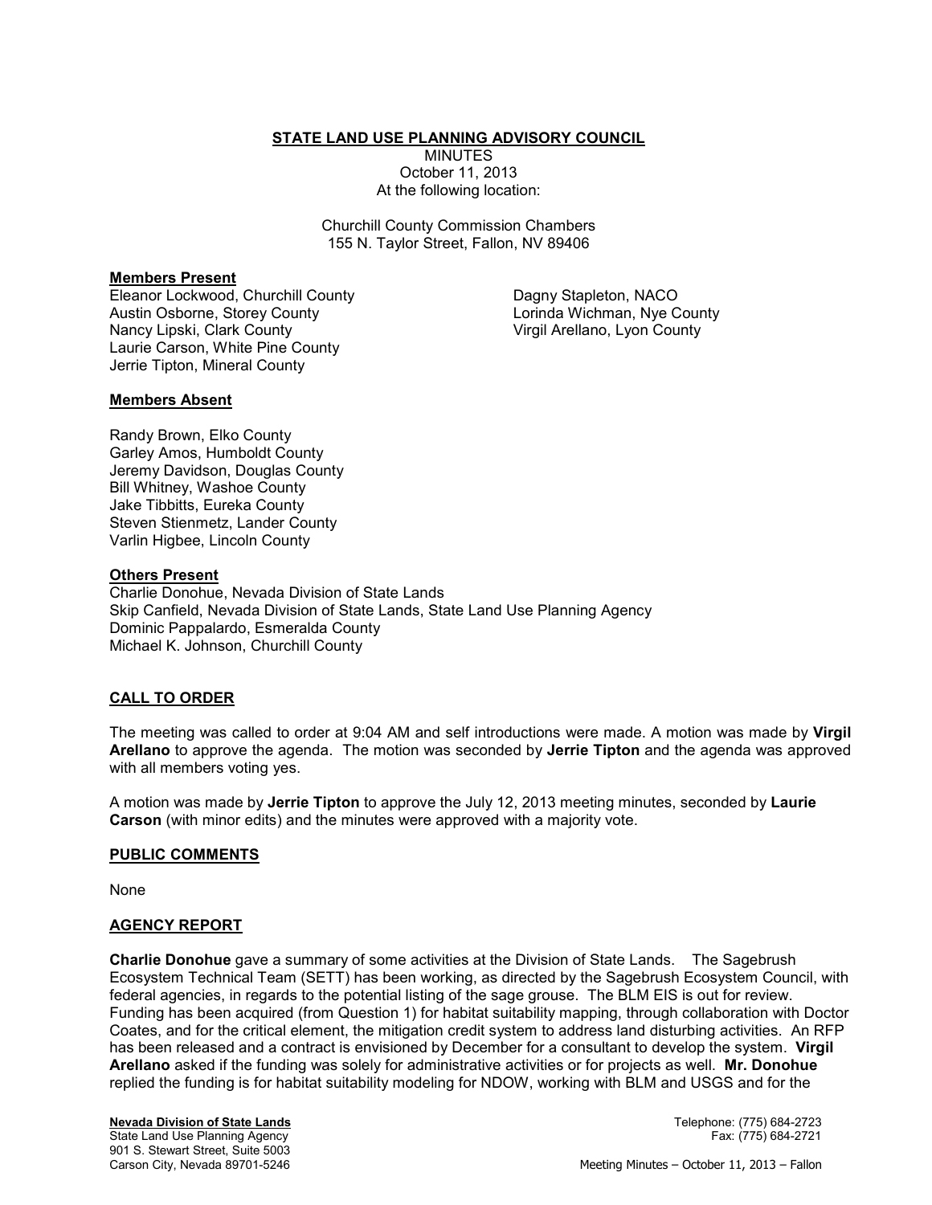**STATE LAND USE PLANNING ADVISORY COUNCIL**

MINUTES
October 11, 2013
At the following location:

Churchill County Commission Chambers
155 N. Taylor Street, Fallon, NV 89406

**Members Present**

Eleanor Lockwood, Churchill County
Austin Osborne, Storey County
Nancy Lipski, Clark County
Laurie Carson, White Pine County
Jerrie Tipton, Mineral County
Dagny Stapleton, NACO
Lorinda Wichman, Nye County
Virgil Arellano, Lyon County

**Members Absent**

Randy Brown, Elko County
Garley Amos, Humboldt County
Jeremy Davidson, Douglas County
Bill Whitney, Washoe County
Jake Tibbitts, Eureka County
Steven Stienmetz, Lander County
Varlin Higbee, Lincoln County

**Others Present**

Charlie Donohue, Nevada Division of State Lands
Skip Canfield, Nevada Division of State Lands, State Land Use Planning Agency
Dominic Pappalardo, Esmeralda County
Michael K. Johnson, Churchill County

**CALL TO ORDER**

The meeting was called to order at 9:04 AM and self introductions were made. A motion was made by **Virgil Arellano** to approve the agenda. The motion was seconded by **Jerrie Tipton** and the agenda was approved with all members voting yes.

A motion was made by **Jerrie Tipton** to approve the July 12, 2013 meeting minutes, seconded by **Laurie Carson** (with minor edits) and the minutes were approved with a majority vote.

**PUBLIC COMMENTS**

None

**AGENCY REPORT**

**Charlie Donohue** gave a summary of some activities at the Division of State Lands. The Sagebrush Ecosystem Technical Team (SETT) has been working, as directed by the Sagebrush Ecosystem Council, with federal agencies, in regards to the potential listing of the sage grouse. The BLM EIS is out for review. Funding has been acquired (from Question 1) for habitat suitability mapping, through collaboration with Doctor Coates, and for the critical element, the mitigation credit system to address land disturbing activities. An RFP has been released and a contract is envisioned by December for a consultant to develop the system. **Virgil Arellano** asked if the funding was solely for administrative activities or for projects as well. **Mr. Donohue** replied the funding is for habitat suitability modeling for NDOW, working with BLM and USGS and for the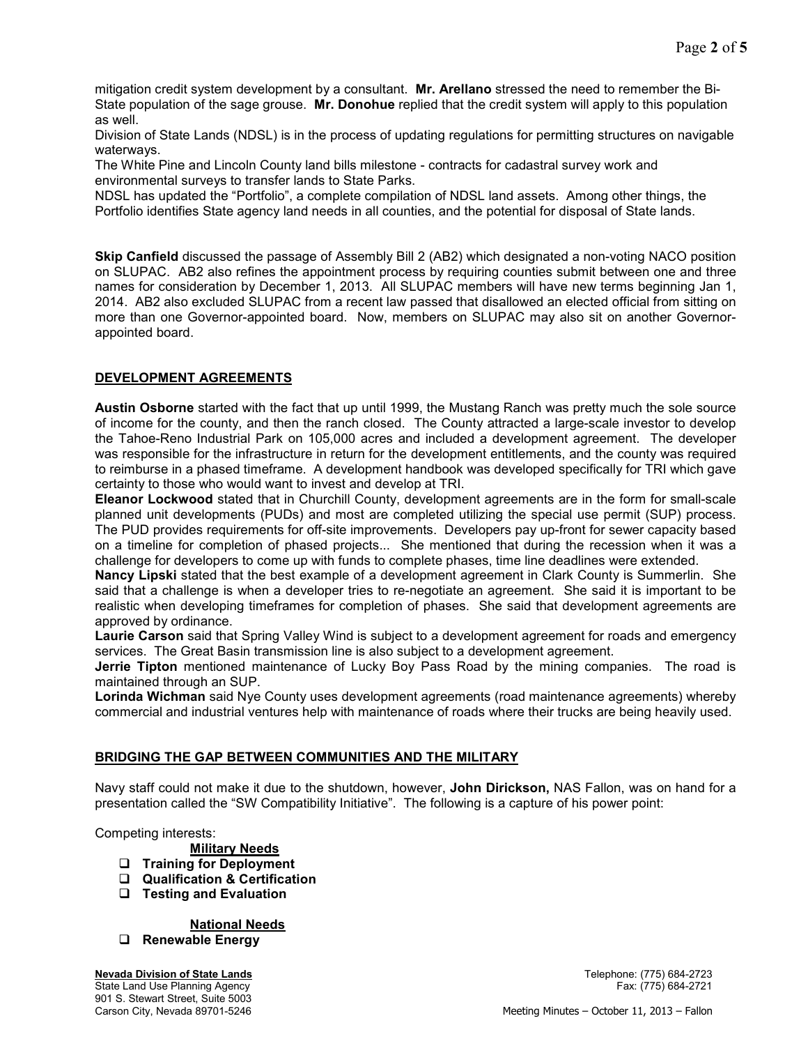mitigation credit system development by a consultant. **Mr. Arellano** stressed the need to remember the Bi-State population of the sage grouse. **Mr. Donohue** replied that the credit system will apply to this population as well.

Division of State Lands (NDSL) is in the process of updating regulations for permitting structures on navigable waterways.

The White Pine and Lincoln County land bills milestone - contracts for cadastral survey work and environmental surveys to transfer lands to State Parks.

NDSL has updated the "Portfolio", a complete compilation of NDSL land assets. Among other things, the Portfolio identifies State agency land needs in all counties, and the potential for disposal of State lands.

**Skip Canfield** discussed the passage of Assembly Bill 2 (AB2) which designated a non-voting NACO position on SLUPAC. AB2 also refines the appointment process by requiring counties submit between one and three names for consideration by December 1, 2013. All SLUPAC members will have new terms beginning Jan 1, 2014. AB2 also excluded SLUPAC from a recent law passed that disallowed an elected official from sitting on more than one Governor-appointed board. Now, members on SLUPAC may also sit on another Governor-appointed board.

## DEVELOPMENT AGREEMENTS

**Austin Osborne** started with the fact that up until 1999, the Mustang Ranch was pretty much the sole source of income for the county, and then the ranch closed. The County attracted a large-scale investor to develop the Tahoe-Reno Industrial Park on 105,000 acres and included a development agreement. The developer was responsible for the infrastructure in return for the development entitlements, and the county was required to reimburse in a phased timeframe. A development handbook was developed specifically for TRI which gave certainty to those who would want to invest and develop at TRI.

**Eleanor Lockwood** stated that in Churchill County, development agreements are in the form for small-scale planned unit developments (PUDs) and most are completed utilizing the special use permit (SUP) process. The PUD provides requirements for off-site improvements. Developers pay up-front for sewer capacity based on a timeline for completion of phased projects... She mentioned that during the recession when it was a challenge for developers to come up with funds to complete phases, time line deadlines were extended.

**Nancy Lipski** stated that the best example of a development agreement in Clark County is Summerlin. She said that a challenge is when a developer tries to re-negotiate an agreement. She said it is important to be realistic when developing timeframes for completion of phases. She said that development agreements are approved by ordinance.

**Laurie Carson** said that Spring Valley Wind is subject to a development agreement for roads and emergency services. The Great Basin transmission line is also subject to a development agreement.

**Jerrie Tipton** mentioned maintenance of Lucky Boy Pass Road by the mining companies. The road is maintained through an SUP.

**Lorinda Wichman** said Nye County uses development agreements (road maintenance agreements) whereby commercial and industrial ventures help with maintenance of roads where their trucks are being heavily used.

## BRIDGING THE GAP BETWEEN COMMUNITIES AND THE MILITARY

Navy staff could not make it due to the shutdown, however, **John Dirickson,** NAS Fallon, was on hand for a presentation called the "SW Compatibility Initiative". The following is a capture of his power point:

Competing interests:

**Military Needs**

- ❑ **Training for Deployment**
- ❑ **Qualification & Certification**
- ❑ **Testing and Evaluation**

**National Needs**

- ❑ **Renewable Energy**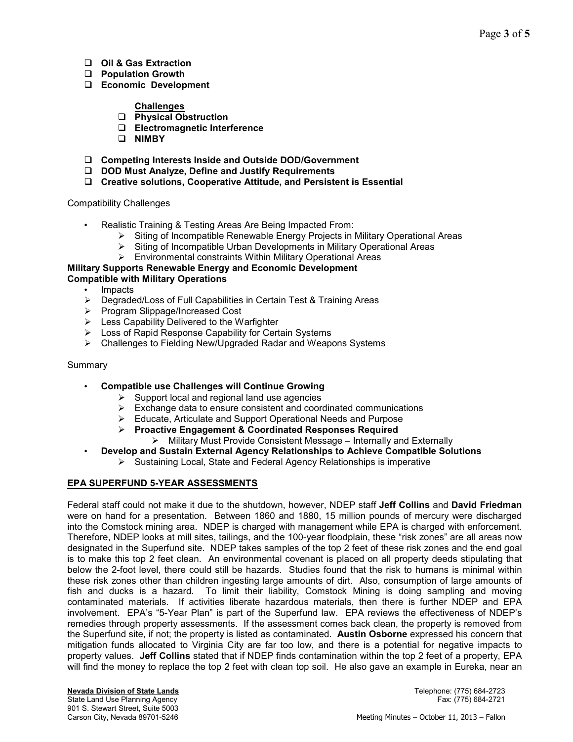- ❑ **Oil & Gas Extraction**
- ❑ **Population Growth**
- ❑ **Economic Development**

**Challenges**

- ❑ **Physical Obstruction**
- ❑ **Electromagnetic Interference**
- ❑ **NIMBY**

- ❑ **Competing Interests Inside and Outside DOD/Government**
- ❑ **DOD Must Analyze, Define and Justify Requirements**
- ❑ **Creative solutions, Cooperative Attitude, and Persistent is Essential**

Compatibility Challenges

- Realistic Training & Testing Areas Are Being Impacted From:
  - Siting of Incompatible Renewable Energy Projects in Military Operational Areas
  - Siting of Incompatible Urban Developments in Military Operational Areas
  - Environmental constraints Within Military Operational Areas

**Military Supports Renewable Energy and Economic Development**
**Compatible with Military Operations**

- Impacts
- Degraded/Loss of Full Capabilities in Certain Test & Training Areas
- Program Slippage/Increased Cost
- Less Capability Delivered to the Warfighter
- Loss of Rapid Response Capability for Certain Systems
- Challenges to Fielding New/Upgraded Radar and Weapons Systems

Summary

- **Compatible use Challenges will Continue Growing**
  - Support local and regional land use agencies
  - Exchange data to ensure consistent and coordinated communications
  - Educate, Articulate and Support Operational Needs and Purpose
  - **Proactive Engagement & Coordinated Responses Required**
    - Military Must Provide Consistent Message – Internally and Externally
- **Develop and Sustain External Agency Relationships to Achieve Compatible Solutions**
  - Sustaining Local, State and Federal Agency Relationships is imperative

## EPA SUPERFUND 5-YEAR ASSESSMENTS

Federal staff could not make it due to the shutdown, however, NDEP staff **Jeff Collins** and **David Friedman** were on hand for a presentation. Between 1860 and 1880, 15 million pounds of mercury were discharged into the Comstock mining area. NDEP is charged with management while EPA is charged with enforcement. Therefore, NDEP looks at mill sites, tailings, and the 100-year floodplain, these "risk zones" are all areas now designated in the Superfund site. NDEP takes samples of the top 2 feet of these risk zones and the end goal is to make this top 2 feet clean. An environmental covenant is placed on all property deeds stipulating that below the 2-foot level, there could still be hazards. Studies found that the risk to humans is minimal within these risk zones other than children ingesting large amounts of dirt. Also, consumption of large amounts of fish and ducks is a hazard. To limit their liability, Comstock Mining is doing sampling and moving contaminated materials. If activities liberate hazardous materials, then there is further NDEP and EPA involvement. EPA's "5-Year Plan" is part of the Superfund law. EPA reviews the effectiveness of NDEP's remedies through property assessments. If the assessment comes back clean, the property is removed from the Superfund site, if not; the property is listed as contaminated. **Austin Osborne** expressed his concern that mitigation funds allocated to Virginia City are far too low, and there is a potential for negative impacts to property values. **Jeff Collins** stated that if NDEP finds contamination within the top 2 feet of a property, EPA will find the money to replace the top 2 feet with clean top soil. He also gave an example in Eureka, near an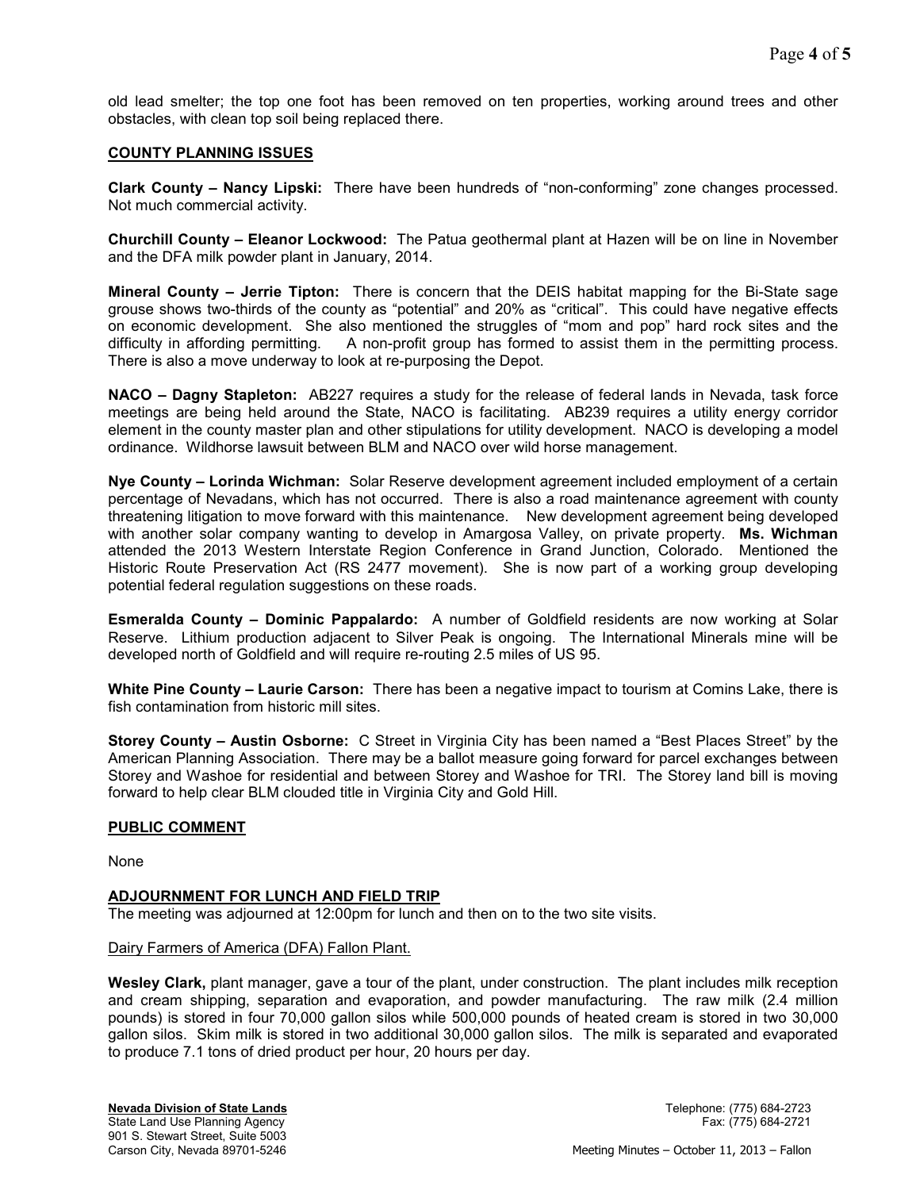old lead smelter; the top one foot has been removed on ten properties, working around trees and other obstacles, with clean top soil being replaced there.

## COUNTY PLANNING ISSUES

**Clark County – Nancy Lipski:** There have been hundreds of "non-conforming" zone changes processed. Not much commercial activity.

**Churchill County – Eleanor Lockwood:** The Patua geothermal plant at Hazen will be on line in November and the DFA milk powder plant in January, 2014.

**Mineral County – Jerrie Tipton:** There is concern that the DEIS habitat mapping for the Bi-State sage grouse shows two-thirds of the county as "potential" and 20% as "critical". This could have negative effects on economic development. She also mentioned the struggles of "mom and pop" hard rock sites and the difficulty in affording permitting. A non-profit group has formed to assist them in the permitting process. There is also a move underway to look at re-purposing the Depot.

**NACO – Dagny Stapleton:** AB227 requires a study for the release of federal lands in Nevada, task force meetings are being held around the State, NACO is facilitating. AB239 requires a utility energy corridor element in the county master plan and other stipulations for utility development. NACO is developing a model ordinance. Wildhorse lawsuit between BLM and NACO over wild horse management.

**Nye County – Lorinda Wichman:** Solar Reserve development agreement included employment of a certain percentage of Nevadans, which has not occurred. There is also a road maintenance agreement with county threatening litigation to move forward with this maintenance. New development agreement being developed with another solar company wanting to develop in Amargosa Valley, on private property. **Ms. Wichman** attended the 2013 Western Interstate Region Conference in Grand Junction, Colorado. Mentioned the Historic Route Preservation Act (RS 2477 movement). She is now part of a working group developing potential federal regulation suggestions on these roads.

**Esmeralda County – Dominic Pappalardo:** A number of Goldfield residents are now working at Solar Reserve. Lithium production adjacent to Silver Peak is ongoing. The International Minerals mine will be developed north of Goldfield and will require re-routing 2.5 miles of US 95.

**White Pine County – Laurie Carson:** There has been a negative impact to tourism at Comins Lake, there is fish contamination from historic mill sites.

**Storey County – Austin Osborne:** C Street in Virginia City has been named a "Best Places Street" by the American Planning Association. There may be a ballot measure going forward for parcel exchanges between Storey and Washoe for residential and between Storey and Washoe for TRI. The Storey land bill is moving forward to help clear BLM clouded title in Virginia City and Gold Hill.

## PUBLIC COMMENT

None

## ADJOURNMENT FOR LUNCH AND FIELD TRIP

The meeting was adjourned at 12:00pm for lunch and then on to the two site visits.

Dairy Farmers of America (DFA) Fallon Plant.

**Wesley Clark,** plant manager, gave a tour of the plant, under construction. The plant includes milk reception and cream shipping, separation and evaporation, and powder manufacturing. The raw milk (2.4 million pounds) is stored in four 70,000 gallon silos while 500,000 pounds of heated cream is stored in two 30,000 gallon silos. Skim milk is stored in two additional 30,000 gallon silos. The milk is separated and evaporated to produce 7.1 tons of dried product per hour, 20 hours per day.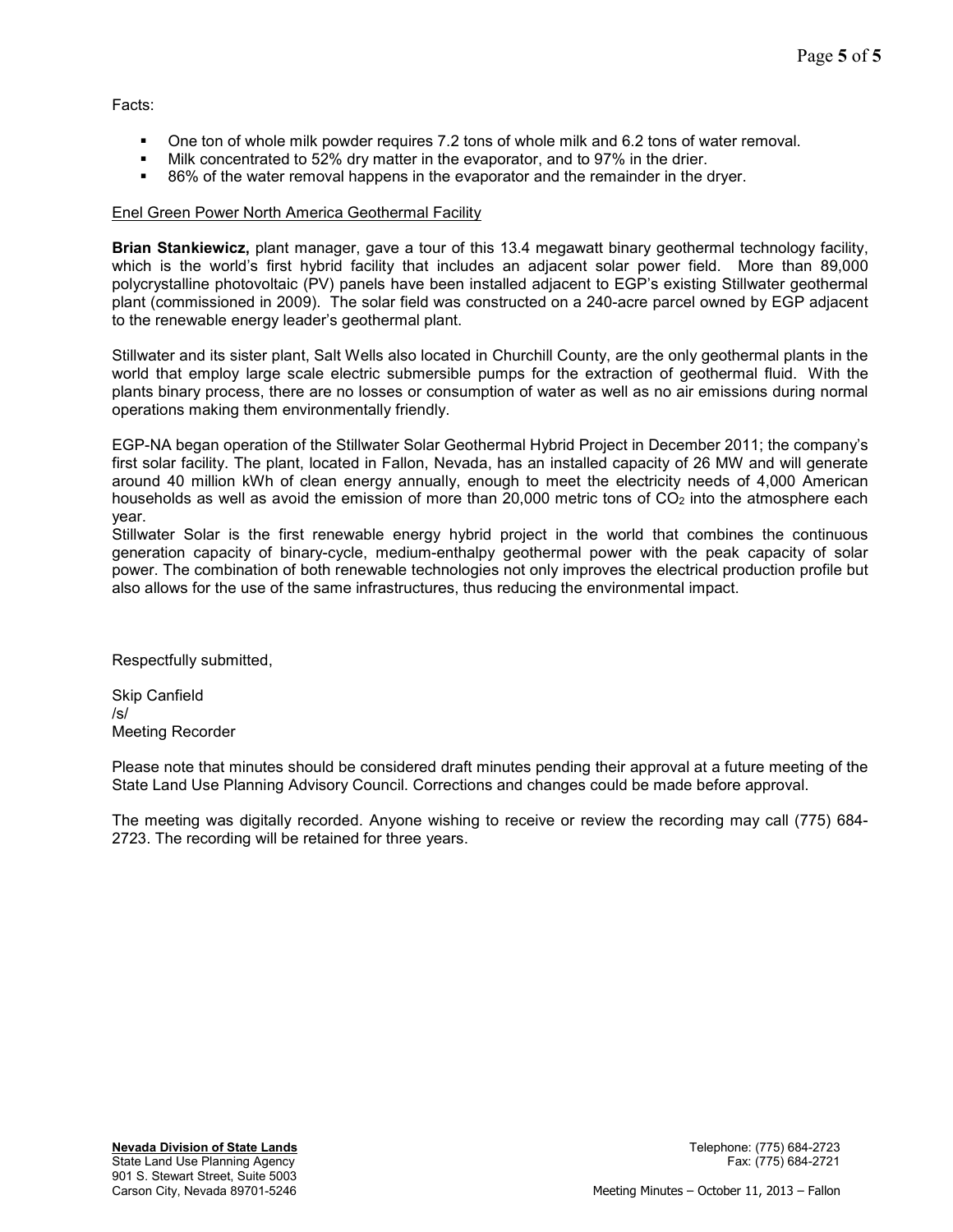Facts:

- One ton of whole milk powder requires 7.2 tons of whole milk and 6.2 tons of water removal.
- Milk concentrated to 52% dry matter in the evaporator, and to 97% in the drier.
- 86% of the water removal happens in the evaporator and the remainder in the dryer.

Enel Green Power North America Geothermal Facility

**Brian Stankiewicz,** plant manager, gave a tour of this 13.4 megawatt binary geothermal technology facility, which is the world's first hybrid facility that includes an adjacent solar power field. More than 89,000 polycrystalline photovoltaic (PV) panels have been installed adjacent to EGP's existing Stillwater geothermal plant (commissioned in 2009). The solar field was constructed on a 240-acre parcel owned by EGP adjacent to the renewable energy leader's geothermal plant.

Stillwater and its sister plant, Salt Wells also located in Churchill County, are the only geothermal plants in the world that employ large scale electric submersible pumps for the extraction of geothermal fluid. With the plants binary process, there are no losses or consumption of water as well as no air emissions during normal operations making them environmentally friendly.

EGP-NA began operation of the Stillwater Solar Geothermal Hybrid Project in December 2011; the company's first solar facility. The plant, located in Fallon, Nevada, has an installed capacity of 26 MW and will generate around 40 million kWh of clean energy annually, enough to meet the electricity needs of 4,000 American households as well as avoid the emission of more than 20,000 metric tons of $CO_2$ into the atmosphere each year.

Stillwater Solar is the first renewable energy hybrid project in the world that combines the continuous generation capacity of binary-cycle, medium-enthalpy geothermal power with the peak capacity of solar power. The combination of both renewable technologies not only improves the electrical production profile but also allows for the use of the same infrastructures, thus reducing the environmental impact.

Respectfully submitted,

Skip Canfield
/s/
Meeting Recorder

Please note that minutes should be considered draft minutes pending their approval at a future meeting of the State Land Use Planning Advisory Council. Corrections and changes could be made before approval.

The meeting was digitally recorded. Anyone wishing to receive or review the recording may call (775) 684-2723. The recording will be retained for three years.